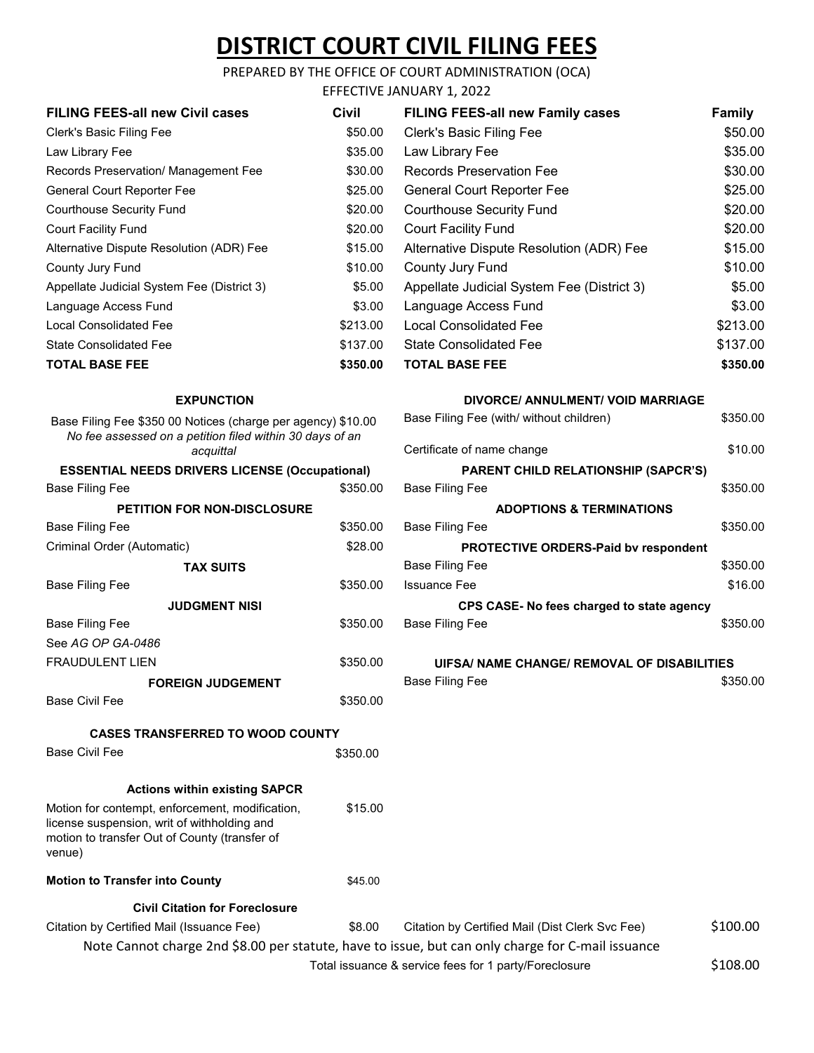# DISTRICT COURT CIVIL FILING FEES

PREPARED BY THE OFFICE OF COURT ADMINISTRATION (OCA)

EFFECTIVE JANUARY 1, 2022

| FILING FEES-all new Civil cases | Civil |
|---|---|
| Clerk's Basic Filing Fee | $50.00 |
| Law Library Fee | $35.00 |
| Records Preservation/ Management Fee | $30.00 |
| General Court Reporter Fee | $25.00 |
| Courthouse Security Fund | $20.00 |
| Court Facility Fund | $20.00 |
| Alternative Dispute Resolution (ADR) Fee | $15.00 |
| County Jury Fund | $10.00 |
| Appellate Judicial System Fee (District 3) | $5.00 |
| Language Access Fund | $3.00 |
| Local Consolidated Fee | $213.00 |
| State Consolidated Fee | $137.00 |
| **TOTAL BASE FEE** | **$350.00** |

| FILING FEES-all new Family cases | Family |
|---|---|
| Clerk's Basic Filing Fee | $50.00 |
| Law Library Fee | $35.00 |
| Records Preservation Fee | $30.00 |
| General Court Reporter Fee | $25.00 |
| Courthouse Security Fund | $20.00 |
| Court Facility Fund | $20.00 |
| Alternative Dispute Resolution (ADR) Fee | $15.00 |
| County Jury Fund | $10.00 |
| Appellate Judicial System Fee (District 3) | $5.00 |
| Language Access Fund | $3.00 |
| Local Consolidated Fee | $213.00 |
| State Consolidated Fee | $137.00 |
| **TOTAL BASE FEE** | **$350.00** |

**EXPUNCTION**

Base Filing Fee $350 00 Notices (charge per agency) $10.00

*No fee assessed on a petition filed within 30 days of an acquittal*

**ESSENTIAL NEEDS DRIVERS LICENSE (Occupational)**

| | |
|---|---|
| Base Filing Fee | $350.00 |

**PETITION FOR NON-DISCLOSURE**

| | |
|---|---|
| Base Filing Fee | $350.00 |
| Criminal Order (Automatic) | $28.00 |

**TAX SUITS**

| | |
|---|---|
| Base Filing Fee | $350.00 |

**JUDGMENT NISI**

| | |
|---|---|
| Base Filing Fee | $350.00 |
| See *AG OP GA-0486* | |
| FRAUDULENT LIEN | $350.00 |

**FOREIGN JUDGEMENT**

| | |
|---|---|
| Base Civil Fee | $350.00 |

**CASES TRANSFERRED TO WOOD COUNTY**

| | |
|---|---|
| Base Civil Fee | $350.00 |

**Actions within existing SAPCR**

| | |
|---|---|
| Motion for contempt, enforcement, modification, license suspension, writ of withholding and motion to transfer Out of County (transfer of venue) | $15.00 |
| **Motion to Transfer into County** | $45.00 |

**DIVORCE/ ANNULMENT/ VOID MARRIAGE**

| | |
|---|---|
| Base Filing Fee (with/ without children) | $350.00 |
| Certificate of name change | $10.00 |

**PARENT CHILD RELATIONSHIP (SAPCR'S)**

| | |
|---|---|
| Base Filing Fee | $350.00 |

**ADOPTIONS & TERMINATIONS**

| | |
|---|---|
| Base Filing Fee | $350.00 |

**PROTECTIVE ORDERS-Paid bv respondent**

| | |
|---|---|
| Base Filing Fee | $350.00 |
| Issuance Fee | $16.00 |

**CPS CASE- No fees charged to state agency**

| | |
|---|---|
| Base Filing Fee | $350.00 |

**UIFSA/ NAME CHANGE/ REMOVAL OF DISABILITIES**

| | |
|---|---|
| Base Filing Fee | $350.00 |

**Civil Citation for Foreclosure**

| | |
|---|---|
| Citation by Certified Mail (Issuance Fee) | $8.00 |
| Citation by Certified Mail (Dist Clerk Svc Fee) | $100.00 |

Note Cannot charge 2nd $8.00 per statute, have to issue, but can only charge for C-mail issuance

| | |
|---|---|
| Total issuance & service fees for 1 party/Foreclosure | $108.00 |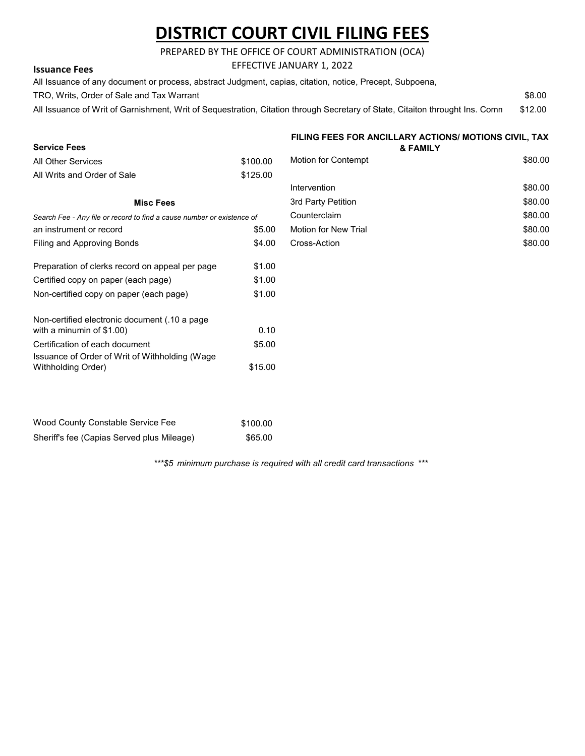# DISTRICT COURT CIVIL FILING FEES

PREPARED BY THE OFFICE OF COURT ADMINISTRATION (OCA)

EFFECTIVE JANUARY 1, 2022

**Issuance Fees**

| | |
|---|---|
| All Issuance of any document or process, abstract Judgment, capias, citation, notice, Precept, Subpoena, TRO, Writs, Order of Sale and Tax Warrant | $8.00 |
| All Issuance of Writ of Garnishment, Writ of Sequestration, Citation through Secretary of State, Citaiton throught Ins. Comn | $12.00 |

**Service Fees**

| | |
|---|---|
| All Other Services | $100.00 |
| All Writs and Order of Sale | $125.00 |

**Misc Fees**

| | |
|---|---|
| *Search Fee - Any file or record to find a cause number or existence of* an instrument or record | $5.00 |
| Filing and Approving Bonds | $4.00 |
| Preparation of clerks record on appeal per page | $1.00 |
| Certified copy on paper (each page) | $1.00 |
| Non-certified copy on paper (each page) | $1.00 |
| Non-certified electronic document (.10 a page with a minumin of $1.00) | 0.10 |
| Certification of each document | $5.00 |
| Issuance of Order of Writ of Withholding (Wage Withholding Order) | $15.00 |

| | |
|---|---|
| Wood County Constable Service Fee | $100.00 |
| Sheriff's fee (Capias Served plus Mileage) | $65.00 |

**FILING FEES FOR ANCILLARY ACTIONS/ MOTIONS CIVIL, TAX & FAMILY**

| | |
|---|---|
| Motion for Contempt | $80.00 |
| Intervention | $80.00 |
| 3rd Party Petition | $80.00 |
| Counterclaim | $80.00 |
| Motion for New Trial | $80.00 |
| Cross-Action | $80.00 |

****$5 minimum purchase is required with all credit card transactions ****